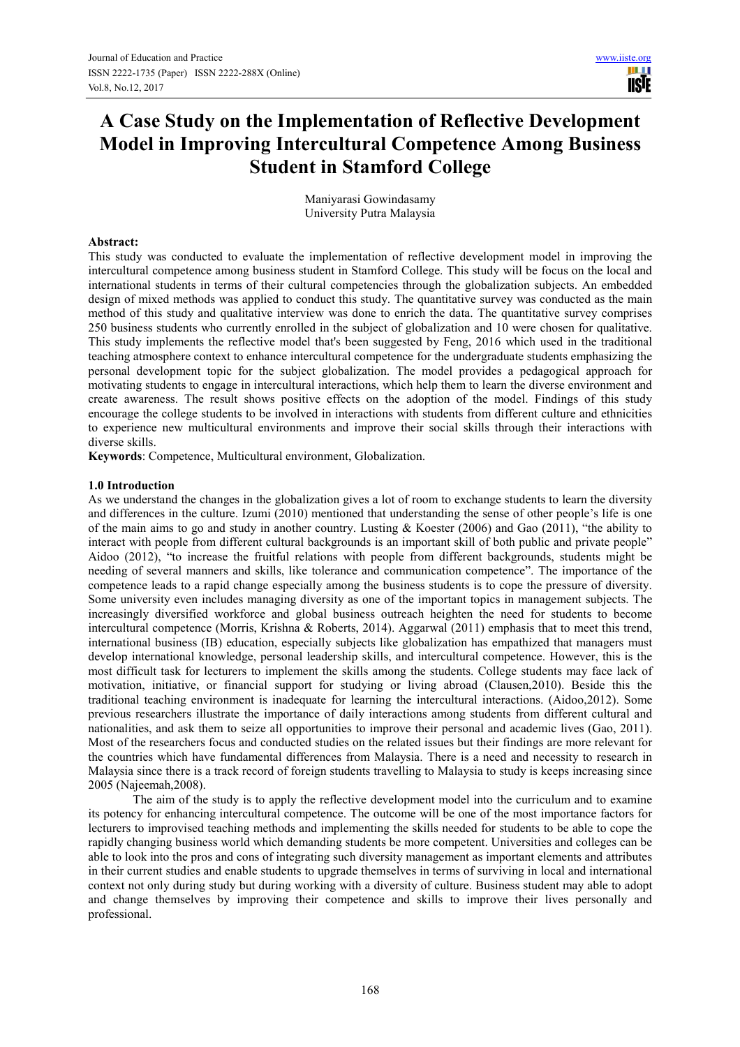# A Case Study on the Implementation of Reflective Development Model in Improving Intercultural Competence Among Business Student in Stamford College

Maniyarasi Gowindasamy
University Putra Malaysia

**Abstract:**
This study was conducted to evaluate the implementation of reflective development model in improving the intercultural competence among business student in Stamford College. This study will be focus on the local and international students in terms of their cultural competencies through the globalization subjects. An embedded design of mixed methods was applied to conduct this study. The quantitative survey was conducted as the main method of this study and qualitative interview was done to enrich the data. The quantitative survey comprises 250 business students who currently enrolled in the subject of globalization and 10 were chosen for qualitative. This study implements the reflective model that's been suggested by Feng, 2016 which used in the traditional teaching atmosphere context to enhance intercultural competence for the undergraduate students emphasizing the personal development topic for the subject globalization. The model provides a pedagogical approach for motivating students to engage in intercultural interactions, which help them to learn the diverse environment and create awareness. The result shows positive effects on the adoption of the model. Findings of this study encourage the college students to be involved in interactions with students from different culture and ethnicities to experience new multicultural environments and improve their social skills through their interactions with diverse skills.

**Keywords**: Competence, Multicultural environment, Globalization.

## 1.0 Introduction

As we understand the changes in the globalization gives a lot of room to exchange students to learn the diversity and differences in the culture. Izumi (2010) mentioned that understanding the sense of other people's life is one of the main aims to go and study in another country. Lusting & Koester (2006) and Gao (2011), "the ability to interact with people from different cultural backgrounds is an important skill of both public and private people" Aidoo (2012), "to increase the fruitful relations with people from different backgrounds, students might be needing of several manners and skills, like tolerance and communication competence". The importance of the competence leads to a rapid change especially among the business students is to cope the pressure of diversity. Some university even includes managing diversity as one of the important topics in management subjects. The increasingly diversified workforce and global business outreach heighten the need for students to become intercultural competence (Morris, Krishna & Roberts, 2014). Aggarwal (2011) emphasis that to meet this trend, international business (IB) education, especially subjects like globalization has empathized that managers must develop international knowledge, personal leadership skills, and intercultural competence. However, this is the most difficult task for lecturers to implement the skills among the students. College students may face lack of motivation, initiative, or financial support for studying or living abroad (Clausen,2010). Beside this the traditional teaching environment is inadequate for learning the intercultural interactions. (Aidoo,2012). Some previous researchers illustrate the importance of daily interactions among students from different cultural and nationalities, and ask them to seize all opportunities to improve their personal and academic lives (Gao, 2011). Most of the researchers focus and conducted studies on the related issues but their findings are more relevant for the countries which have fundamental differences from Malaysia. There is a need and necessity to research in Malaysia since there is a track record of foreign students travelling to Malaysia to study is keeps increasing since 2005 (Najeemah,2008).

The aim of the study is to apply the reflective development model into the curriculum and to examine its potency for enhancing intercultural competence. The outcome will be one of the most importance factors for lecturers to improvised teaching methods and implementing the skills needed for students to be able to cope the rapidly changing business world which demanding students be more competent. Universities and colleges can be able to look into the pros and cons of integrating such diversity management as important elements and attributes in their current studies and enable students to upgrade themselves in terms of surviving in local and international context not only during study but during working with a diversity of culture. Business student may able to adopt and change themselves by improving their competence and skills to improve their lives personally and professional.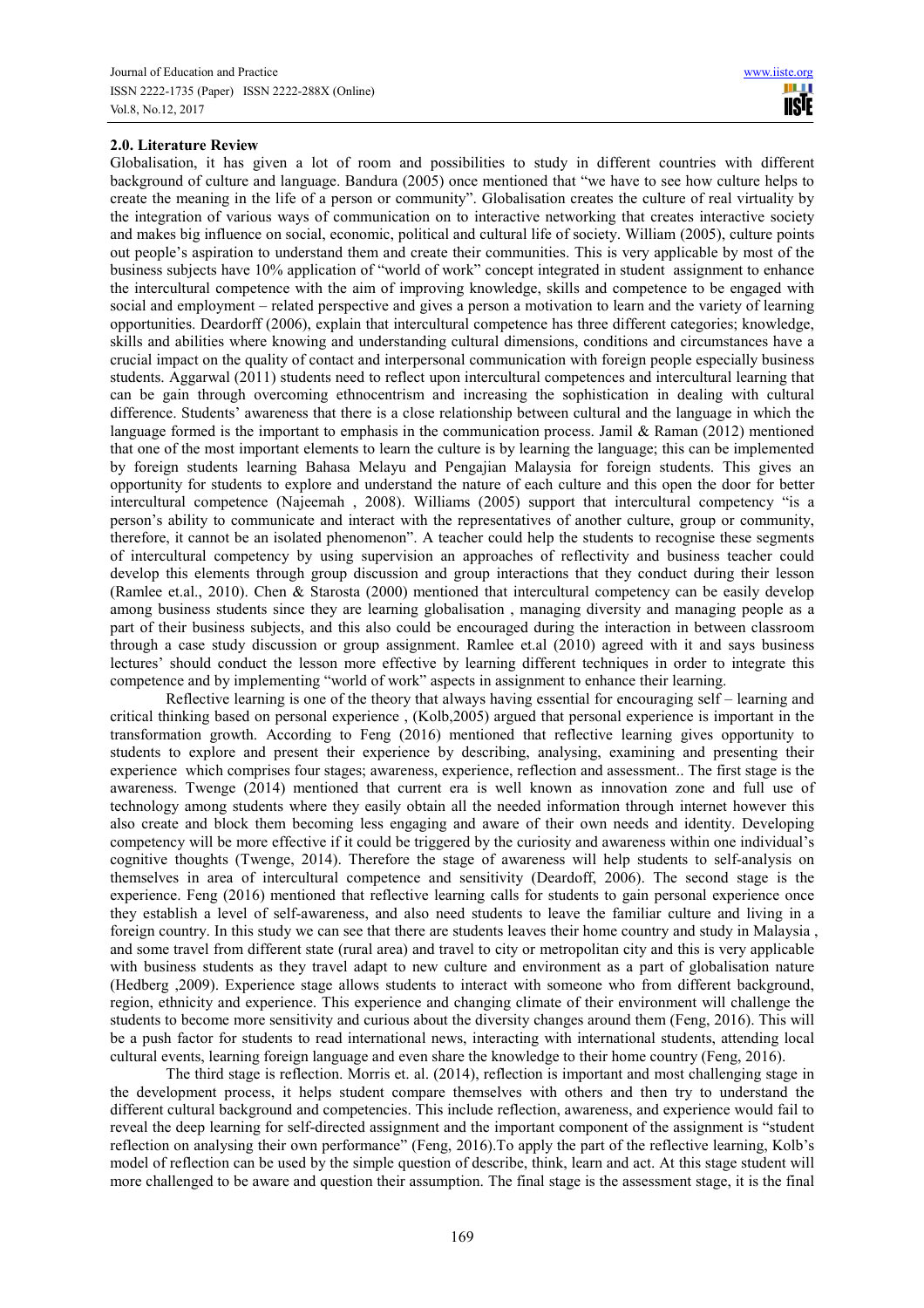### 2.0. Literature Review

Globalisation, it has given a lot of room and possibilities to study in different countries with different background of culture and language. Bandura (2005) once mentioned that "we have to see how culture helps to create the meaning in the life of a person or community". Globalisation creates the culture of real virtuality by the integration of various ways of communication on to interactive networking that creates interactive society and makes big influence on social, economic, political and cultural life of society. William (2005), culture points out people's aspiration to understand them and create their communities. This is very applicable by most of the business subjects have 10% application of "world of work" concept integrated in student assignment to enhance the intercultural competence with the aim of improving knowledge, skills and competence to be engaged with social and employment – related perspective and gives a person a motivation to learn and the variety of learning opportunities. Deardorff (2006), explain that intercultural competence has three different categories; knowledge, skills and abilities where knowing and understanding cultural dimensions, conditions and circumstances have a crucial impact on the quality of contact and interpersonal communication with foreign people especially business students. Aggarwal (2011) students need to reflect upon intercultural competences and intercultural learning that can be gain through overcoming ethnocentrism and increasing the sophistication in dealing with cultural difference. Students' awareness that there is a close relationship between cultural and the language in which the language formed is the important to emphasis in the communication process. Jamil & Raman (2012) mentioned that one of the most important elements to learn the culture is by learning the language; this can be implemented by foreign students learning Bahasa Melayu and Pengajian Malaysia for foreign students. This gives an opportunity for students to explore and understand the nature of each culture and this open the door for better intercultural competence (Najeemah , 2008). Williams (2005) support that intercultural competency "is a person's ability to communicate and interact with the representatives of another culture, group or community, therefore, it cannot be an isolated phenomenon". A teacher could help the students to recognise these segments of intercultural competency by using supervision an approaches of reflectivity and business teacher could develop this elements through group discussion and group interactions that they conduct during their lesson (Ramlee et.al., 2010). Chen & Starosta (2000) mentioned that intercultural competency can be easily develop among business students since they are learning globalisation , managing diversity and managing people as a part of their business subjects, and this also could be encouraged during the interaction in between classroom through a case study discussion or group assignment. Ramlee et.al (2010) agreed with it and says business lectures' should conduct the lesson more effective by learning different techniques in order to integrate this competence and by implementing "world of work" aspects in assignment to enhance their learning.

Reflective learning is one of the theory that always having essential for encouraging self – learning and critical thinking based on personal experience , (Kolb,2005) argued that personal experience is important in the transformation growth. According to Feng (2016) mentioned that reflective learning gives opportunity to students to explore and present their experience by describing, analysing, examining and presenting their experience which comprises four stages; awareness, experience, reflection and assessment.. The first stage is the awareness. Twenge (2014) mentioned that current era is well known as innovation zone and full use of technology among students where they easily obtain all the needed information through internet however this also create and block them becoming less engaging and aware of their own needs and identity. Developing competency will be more effective if it could be triggered by the curiosity and awareness within one individual's cognitive thoughts (Twenge, 2014). Therefore the stage of awareness will help students to self-analysis on themselves in area of intercultural competence and sensitivity (Deardoff, 2006). The second stage is the experience. Feng (2016) mentioned that reflective learning calls for students to gain personal experience once they establish a level of self-awareness, and also need students to leave the familiar culture and living in a foreign country. In this study we can see that there are students leaves their home country and study in Malaysia , and some travel from different state (rural area) and travel to city or metropolitan city and this is very applicable with business students as they travel adapt to new culture and environment as a part of globalisation nature (Hedberg ,2009). Experience stage allows students to interact with someone who from different background, region, ethnicity and experience. This experience and changing climate of their environment will challenge the students to become more sensitivity and curious about the diversity changes around them (Feng, 2016). This will be a push factor for students to read international news, interacting with international students, attending local cultural events, learning foreign language and even share the knowledge to their home country (Feng, 2016).

The third stage is reflection. Morris et. al. (2014), reflection is important and most challenging stage in the development process, it helps student compare themselves with others and then try to understand the different cultural background and competencies. This include reflection, awareness, and experience would fail to reveal the deep learning for self-directed assignment and the important component of the assignment is "student reflection on analysing their own performance" (Feng, 2016).To apply the part of the reflective learning, Kolb's model of reflection can be used by the simple question of describe, think, learn and act. At this stage student will more challenged to be aware and question their assumption. The final stage is the assessment stage, it is the final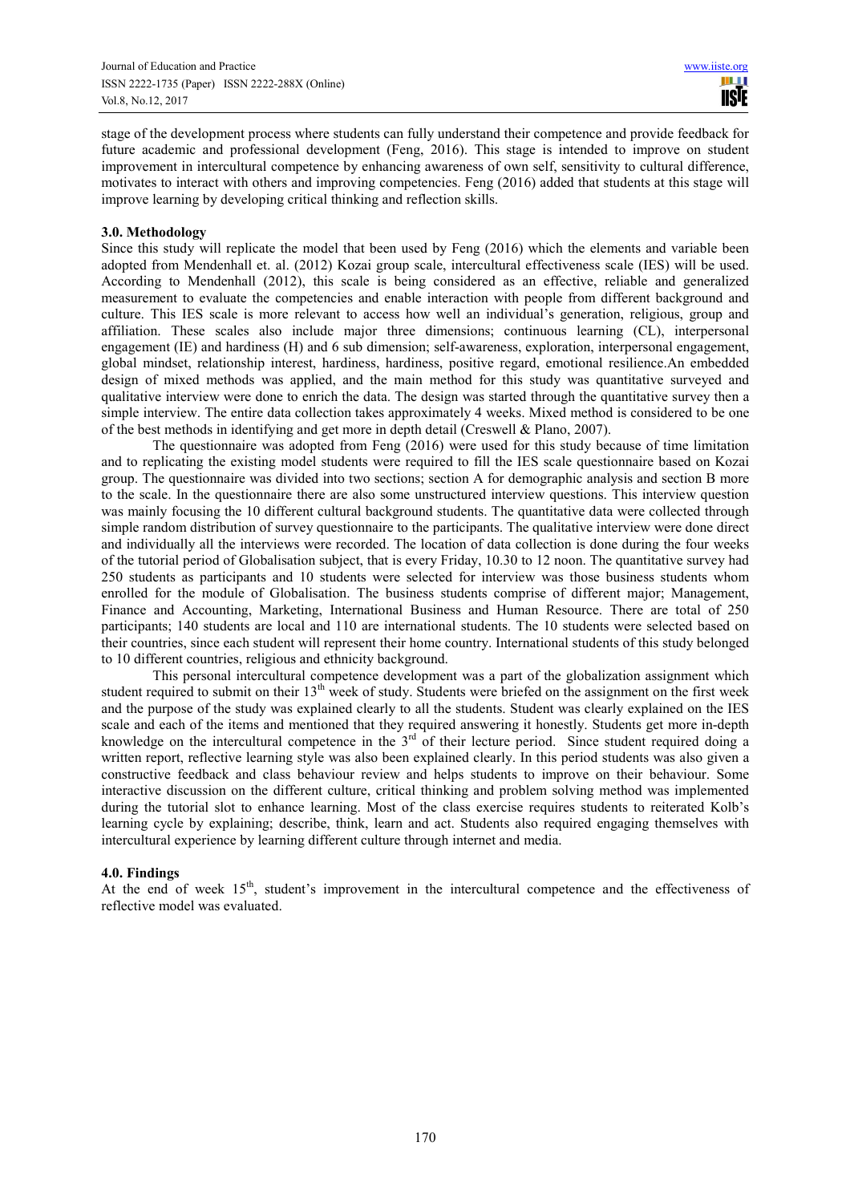stage of the development process where students can fully understand their competence and provide feedback for future academic and professional development (Feng, 2016). This stage is intended to improve on student improvement in intercultural competence by enhancing awareness of own self, sensitivity to cultural difference, motivates to interact with others and improving competencies. Feng (2016) added that students at this stage will improve learning by developing critical thinking and reflection skills.

## 3.0. Methodology

Since this study will replicate the model that been used by Feng (2016) which the elements and variable been adopted from Mendenhall et. al. (2012) Kozai group scale, intercultural effectiveness scale (IES) will be used. According to Mendenhall (2012), this scale is being considered as an effective, reliable and generalized measurement to evaluate the competencies and enable interaction with people from different background and culture. This IES scale is more relevant to access how well an individual's generation, religious, group and affiliation. These scales also include major three dimensions; continuous learning (CL), interpersonal engagement (IE) and hardiness (H) and 6 sub dimension; self-awareness, exploration, interpersonal engagement, global mindset, relationship interest, hardiness, hardiness, positive regard, emotional resilience.An embedded design of mixed methods was applied, and the main method for this study was quantitative surveyed and qualitative interview were done to enrich the data. The design was started through the quantitative survey then a simple interview. The entire data collection takes approximately 4 weeks. Mixed method is considered to be one of the best methods in identifying and get more in depth detail (Creswell & Plano, 2007).

The questionnaire was adopted from Feng (2016) were used for this study because of time limitation and to replicating the existing model students were required to fill the IES scale questionnaire based on Kozai group. The questionnaire was divided into two sections; section A for demographic analysis and section B more to the scale. In the questionnaire there are also some unstructured interview questions. This interview question was mainly focusing the 10 different cultural background students. The quantitative data were collected through simple random distribution of survey questionnaire to the participants. The qualitative interview were done direct and individually all the interviews were recorded. The location of data collection is done during the four weeks of the tutorial period of Globalisation subject, that is every Friday, 10.30 to 12 noon. The quantitative survey had 250 students as participants and 10 students were selected for interview was those business students whom enrolled for the module of Globalisation. The business students comprise of different major; Management, Finance and Accounting, Marketing, International Business and Human Resource. There are total of 250 participants; 140 students are local and 110 are international students. The 10 students were selected based on their countries, since each student will represent their home country. International students of this study belonged to 10 different countries, religious and ethnicity background.

This personal intercultural competence development was a part of the globalization assignment which student required to submit on their 13th week of study. Students were briefed on the assignment on the first week and the purpose of the study was explained clearly to all the students. Student was clearly explained on the IES scale and each of the items and mentioned that they required answering it honestly. Students get more in-depth knowledge on the intercultural competence in the 3rd of their lecture period. Since student required doing a written report, reflective learning style was also been explained clearly. In this period students was also given a constructive feedback and class behaviour review and helps students to improve on their behaviour. Some interactive discussion on the different culture, critical thinking and problem solving method was implemented during the tutorial slot to enhance learning. Most of the class exercise requires students to reiterated Kolb's learning cycle by explaining; describe, think, learn and act. Students also required engaging themselves with intercultural experience by learning different culture through internet and media.

## 4.0. Findings

At the end of week 15th, student's improvement in the intercultural competence and the effectiveness of reflective model was evaluated.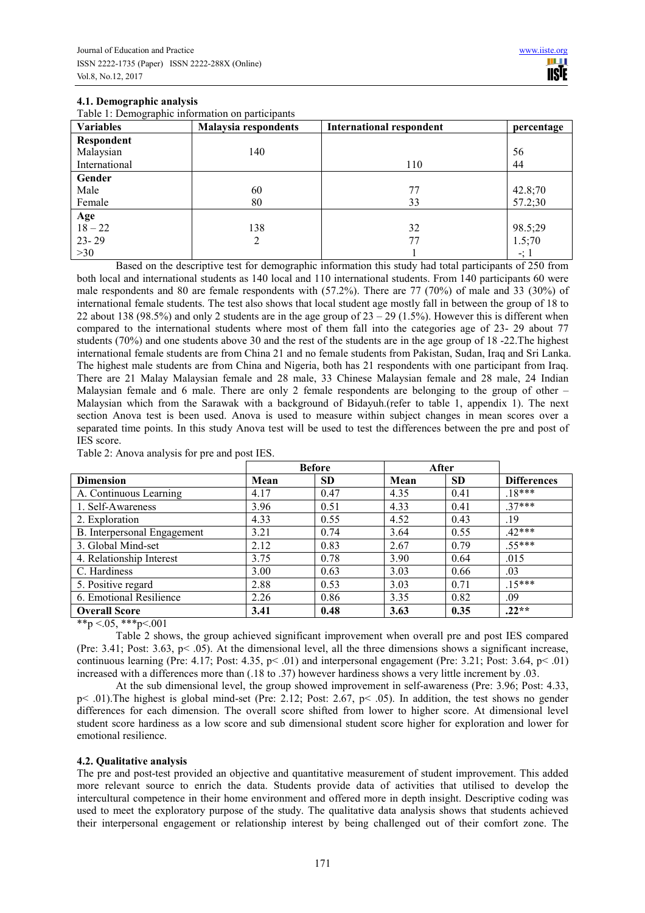### 4.1. Demographic analysis

Table 1: Demographic information on participants

| Variables | Malaysia respondents | International respondent | percentage |
|---|---|---|---|
| **Respondent** | | | |
| Malaysian | 140 | | 56 |
| International | | 110 | 44 |
| **Gender** | | | |
| Male | 60 | 77 | 42.8;70 |
| Female | 80 | 33 | 57.2;30 |
| **Age** | | | |
| 18 – 22 | 138 | 32 | 98.5;29 |
| 23- 29 | 2 | 77 | 1.5;70 |
| >30 | | 1 | -; 1 |

Based on the descriptive test for demographic information this study had total participants of 250 from both local and international students as 140 local and 110 international students. From 140 participants 60 were male respondents and 80 are female respondents with (57.2%). There are 77 (70%) of male and 33 (30%) of international female students. The test also shows that local student age mostly fall in between the group of 18 to 22 about 138 (98.5%) and only 2 students are in the age group of 23 – 29 (1.5%). However this is different when compared to the international students where most of them fall into the categories age of 23- 29 about 77 students (70%) and one students above 30 and the rest of the students are in the age group of 18 -22.The highest international female students are from China 21 and no female students from Pakistan, Sudan, Iraq and Sri Lanka. The highest male students are from China and Nigeria, both has 21 respondents with one participant from Iraq. There are 21 Malay Malaysian female and 28 male, 33 Chinese Malaysian female and 28 male, 24 Indian Malaysian female and 6 male. There are only 2 female respondents are belonging to the group of other – Malaysian which from the Sarawak with a background of Bidayuh.(refer to table 1, appendix 1). The next section Anova test is been used. Anova is used to measure within subject changes in mean scores over a separated time points. In this study Anova test will be used to test the differences between the pre and post of IES score.

Table 2: Anova analysis for pre and post IES.

| | Before | | After | | |
|---|---|---|---|---|---|
| **Dimension** | **Mean** | **SD** | **Mean** | **SD** | **Differences** |
| A. Continuous Learning | 4.17 | 0.47 | 4.35 | 0.41 | .18*** |
| 1. Self-Awareness | 3.96 | 0.51 | 4.33 | 0.41 | .37*** |
| 2. Exploration | 4.33 | 0.55 | 4.52 | 0.43 | .19 |
| B. Interpersonal Engagement | 3.21 | 0.74 | 3.64 | 0.55 | .42*** |
| 3. Global Mind-set | 2.12 | 0.83 | 2.67 | 0.79 | .55*** |
| 4. Relationship Interest | 3.75 | 0.78 | 3.90 | 0.64 | .015 |
| C. Hardiness | 3.00 | 0.63 | 3.03 | 0.66 | .03 |
| 5. Positive regard | 2.88 | 0.53 | 3.03 | 0.71 | .15*** |
| 6. Emotional Resilience | 2.26 | 0.86 | 3.35 | 0.82 | .09 |
| **Overall Score** | **3.41** | **0.48** | **3.63** | **0.35** | **.22**** |

**p <.05, ***p<.001

Table 2 shows, the group achieved significant improvement when overall pre and post IES compared (Pre: 3.41; Post: 3.63, p< .05). At the dimensional level, all the three dimensions shows a significant increase, continuous learning (Pre: 4.17; Post: 4.35, p< .01) and interpersonal engagement (Pre: 3.21; Post: 3.64, p< .01) increased with a differences more than (.18 to .37) however hardiness shows a very little increment by .03.

At the sub dimensional level, the group showed improvement in self-awareness (Pre: 3.96; Post: 4.33, p< .01).The highest is global mind-set (Pre: 2.12; Post: 2.67, p< .05). In addition, the test shows no gender differences for each dimension. The overall score shifted from lower to higher score. At dimensional level student score hardiness as a low score and sub dimensional student score higher for exploration and lower for emotional resilience.

### 4.2. Qualitative analysis

The pre and post-test provided an objective and quantitative measurement of student improvement. This added more relevant source to enrich the data. Students provide data of activities that utilised to develop the intercultural competence in their home environment and offered more in depth insight. Descriptive coding was used to meet the exploratory purpose of the study. The qualitative data analysis shows that students achieved their interpersonal engagement or relationship interest by being challenged out of their comfort zone. The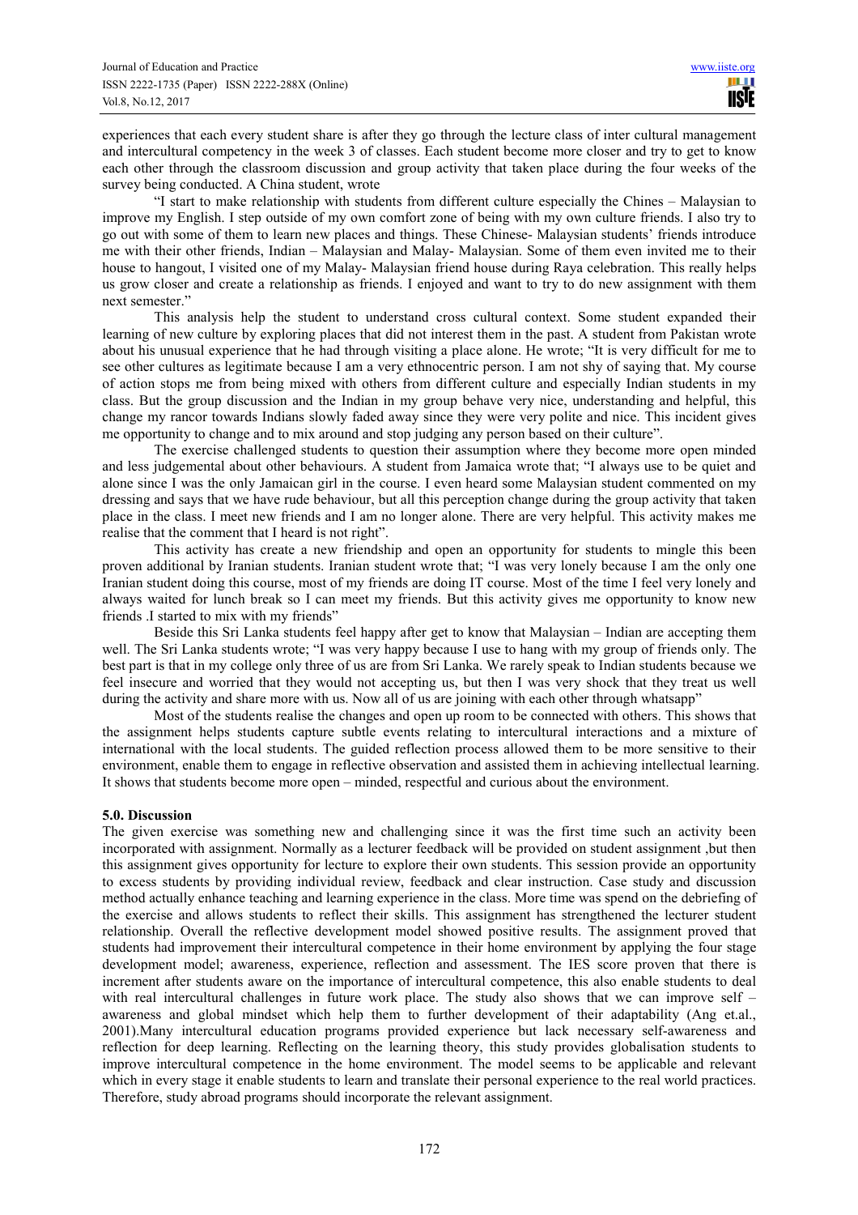experiences that each every student share is after they go through the lecture class of inter cultural management and intercultural competency in the week 3 of classes. Each student become more closer and try to get to know each other through the classroom discussion and group activity that taken place during the four weeks of the survey being conducted. A China student, wrote

"I start to make relationship with students from different culture especially the Chines – Malaysian to improve my English. I step outside of my own comfort zone of being with my own culture friends. I also try to go out with some of them to learn new places and things. These Chinese- Malaysian students' friends introduce me with their other friends, Indian – Malaysian and Malay- Malaysian. Some of them even invited me to their house to hangout, I visited one of my Malay- Malaysian friend house during Raya celebration. This really helps us grow closer and create a relationship as friends. I enjoyed and want to try to do new assignment with them next semester."

This analysis help the student to understand cross cultural context. Some student expanded their learning of new culture by exploring places that did not interest them in the past. A student from Pakistan wrote about his unusual experience that he had through visiting a place alone. He wrote; "It is very difficult for me to see other cultures as legitimate because I am a very ethnocentric person. I am not shy of saying that. My course of action stops me from being mixed with others from different culture and especially Indian students in my class. But the group discussion and the Indian in my group behave very nice, understanding and helpful, this change my rancor towards Indians slowly faded away since they were very polite and nice. This incident gives me opportunity to change and to mix around and stop judging any person based on their culture".

The exercise challenged students to question their assumption where they become more open minded and less judgemental about other behaviours. A student from Jamaica wrote that; "I always use to be quiet and alone since I was the only Jamaican girl in the course. I even heard some Malaysian student commented on my dressing and says that we have rude behaviour, but all this perception change during the group activity that taken place in the class. I meet new friends and I am no longer alone. There are very helpful. This activity makes me realise that the comment that I heard is not right".

This activity has create a new friendship and open an opportunity for students to mingle this been proven additional by Iranian students. Iranian student wrote that; "I was very lonely because I am the only one Iranian student doing this course, most of my friends are doing IT course. Most of the time I feel very lonely and always waited for lunch break so I can meet my friends. But this activity gives me opportunity to know new friends .I started to mix with my friends"

Beside this Sri Lanka students feel happy after get to know that Malaysian – Indian are accepting them well. The Sri Lanka students wrote; "I was very happy because I use to hang with my group of friends only. The best part is that in my college only three of us are from Sri Lanka. We rarely speak to Indian students because we feel insecure and worried that they would not accepting us, but then I was very shock that they treat us well during the activity and share more with us. Now all of us are joining with each other through whatsapp"

Most of the students realise the changes and open up room to be connected with others. This shows that the assignment helps students capture subtle events relating to intercultural interactions and a mixture of international with the local students. The guided reflection process allowed them to be more sensitive to their environment, enable them to engage in reflective observation and assisted them in achieving intellectual learning. It shows that students become more open – minded, respectful and curious about the environment.

## 5.0. Discussion

The given exercise was something new and challenging since it was the first time such an activity been incorporated with assignment. Normally as a lecturer feedback will be provided on student assignment ,but then this assignment gives opportunity for lecture to explore their own students. This session provide an opportunity to excess students by providing individual review, feedback and clear instruction. Case study and discussion method actually enhance teaching and learning experience in the class. More time was spend on the debriefing of the exercise and allows students to reflect their skills. This assignment has strengthened the lecturer student relationship. Overall the reflective development model showed positive results. The assignment proved that students had improvement their intercultural competence in their home environment by applying the four stage development model; awareness, experience, reflection and assessment. The IES score proven that there is increment after students aware on the importance of intercultural competence, this also enable students to deal with real intercultural challenges in future work place. The study also shows that we can improve self – awareness and global mindset which help them to further development of their adaptability (Ang et.al., 2001).Many intercultural education programs provided experience but lack necessary self-awareness and reflection for deep learning. Reflecting on the learning theory, this study provides globalisation students to improve intercultural competence in the home environment. The model seems to be applicable and relevant which in every stage it enable students to learn and translate their personal experience to the real world practices. Therefore, study abroad programs should incorporate the relevant assignment.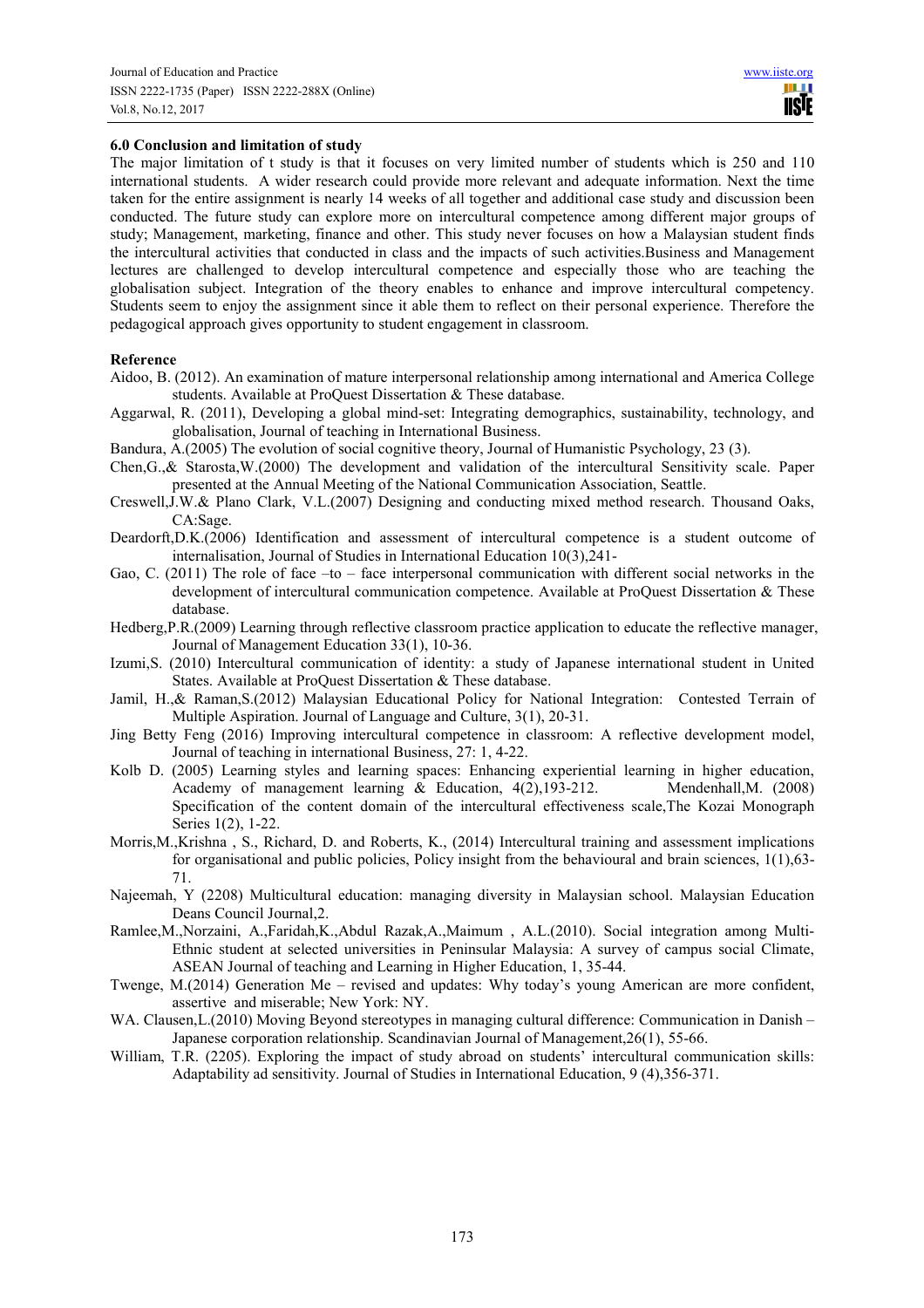### 6.0 Conclusion and limitation of study

The major limitation of t study is that it focuses on very limited number of students which is 250 and 110 international students. A wider research could provide more relevant and adequate information. Next the time taken for the entire assignment is nearly 14 weeks of all together and additional case study and discussion been conducted. The future study can explore more on intercultural competence among different major groups of study; Management, marketing, finance and other. This study never focuses on how a Malaysian student finds the intercultural activities that conducted in class and the impacts of such activities.Business and Management lectures are challenged to develop intercultural competence and especially those who are teaching the globalisation subject. Integration of the theory enables to enhance and improve intercultural competency. Students seem to enjoy the assignment since it able them to reflect on their personal experience. Therefore the pedagogical approach gives opportunity to student engagement in classroom.

### Reference

Aidoo, B. (2012). An examination of mature interpersonal relationship among international and America College students. Available at ProQuest Dissertation & These database.

Aggarwal, R. (2011), Developing a global mind-set: Integrating demographics, sustainability, technology, and globalisation, Journal of teaching in International Business.

Bandura, A.(2005) The evolution of social cognitive theory, Journal of Humanistic Psychology, 23 (3).

Chen,G.,& Starosta,W.(2000) The development and validation of the intercultural Sensitivity scale. Paper presented at the Annual Meeting of the National Communication Association, Seattle.

Creswell,J.W.& Plano Clark, V.L.(2007) Designing and conducting mixed method research. Thousand Oaks, CA:Sage.

Deardorft,D.K.(2006) Identification and assessment of intercultural competence is a student outcome of internalisation, Journal of Studies in International Education 10(3),241-

Gao, C. (2011) The role of face –to – face interpersonal communication with different social networks in the development of intercultural communication competence. Available at ProQuest Dissertation & These database.

Hedberg,P.R.(2009) Learning through reflective classroom practice application to educate the reflective manager, Journal of Management Education 33(1), 10-36.

Izumi,S. (2010) Intercultural communication of identity: a study of Japanese international student in United States. Available at ProQuest Dissertation & These database.

Jamil, H.,& Raman,S.(2012) Malaysian Educational Policy for National Integration: Contested Terrain of Multiple Aspiration. Journal of Language and Culture, 3(1), 20-31.

Jing Betty Feng (2016) Improving intercultural competence in classroom: A reflective development model, Journal of teaching in international Business, 27: 1, 4-22.

Kolb D. (2005) Learning styles and learning spaces: Enhancing experiential learning in higher education, Academy of management learning & Education, 4(2),193-212. Mendenhall,M. (2008) Specification of the content domain of the intercultural effectiveness scale,The Kozai Monograph Series 1(2), 1-22.

Morris,M.,Krishna , S., Richard, D. and Roberts, K., (2014) Intercultural training and assessment implications for organisational and public policies, Policy insight from the behavioural and brain sciences, 1(1),63-71.

Najeemah, Y (2208) Multicultural education: managing diversity in Malaysian school. Malaysian Education Deans Council Journal,2.

Ramlee,M.,Norzaini, A.,Faridah,K.,Abdul Razak,A.,Maimum , A.L.(2010). Social integration among Multi-Ethnic student at selected universities in Peninsular Malaysia: A survey of campus social Climate, ASEAN Journal of teaching and Learning in Higher Education, 1, 35-44.

Twenge, M.(2014) Generation Me – revised and updates: Why today's young American are more confident, assertive and miserable; New York: NY.

WA. Clausen,L.(2010) Moving Beyond stereotypes in managing cultural difference: Communication in Danish – Japanese corporation relationship. Scandinavian Journal of Management,26(1), 55-66.

William, T.R. (2205). Exploring the impact of study abroad on students' intercultural communication skills: Adaptability ad sensitivity. Journal of Studies in International Education, 9 (4),356-371.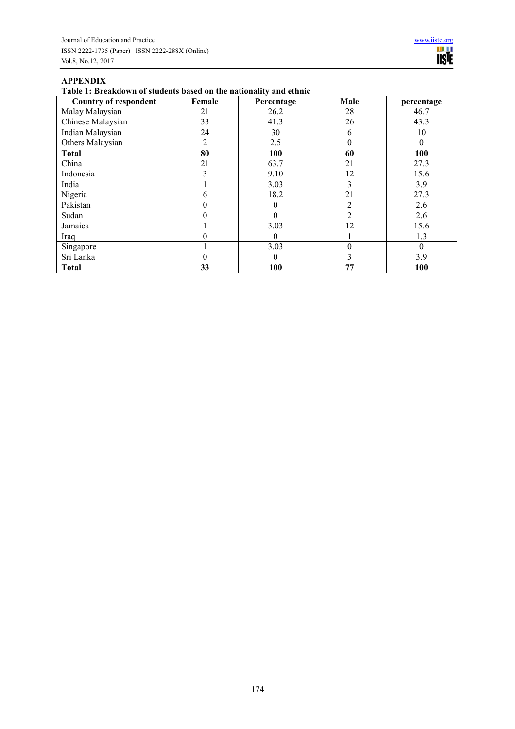**APPENDIX**

**Table 1: Breakdown of students based on the nationality and ethnic**

| Country of respondent | Female | Percentage | Male | percentage |
|---|---|---|---|---|
| Malay Malaysian | 21 | 26.2 | 28 | 46.7 |
| Chinese Malaysian | 33 | 41.3 | 26 | 43.3 |
| Indian Malaysian | 24 | 30 | 6 | 10 |
| Others Malaysian | 2 | 2.5 | 0 | 0 |
| **Total** | **80** | **100** | **60** | **100** |
| China | 21 | 63.7 | 21 | 27.3 |
| Indonesia | 3 | 9.10 | 12 | 15.6 |
| India | 1 | 3.03 | 3 | 3.9 |
| Nigeria | 6 | 18.2 | 21 | 27.3 |
| Pakistan | 0 | 0 | 2 | 2.6 |
| Sudan | 0 | 0 | 2 | 2.6 |
| Jamaica | 1 | 3.03 | 12 | 15.6 |
| Iraq | 0 | 0 | 1 | 1.3 |
| Singapore | 1 | 3.03 | 0 | 0 |
| Sri Lanka | 0 | 0 | 3 | 3.9 |
| **Total** | **33** | **100** | **77** | **100** |